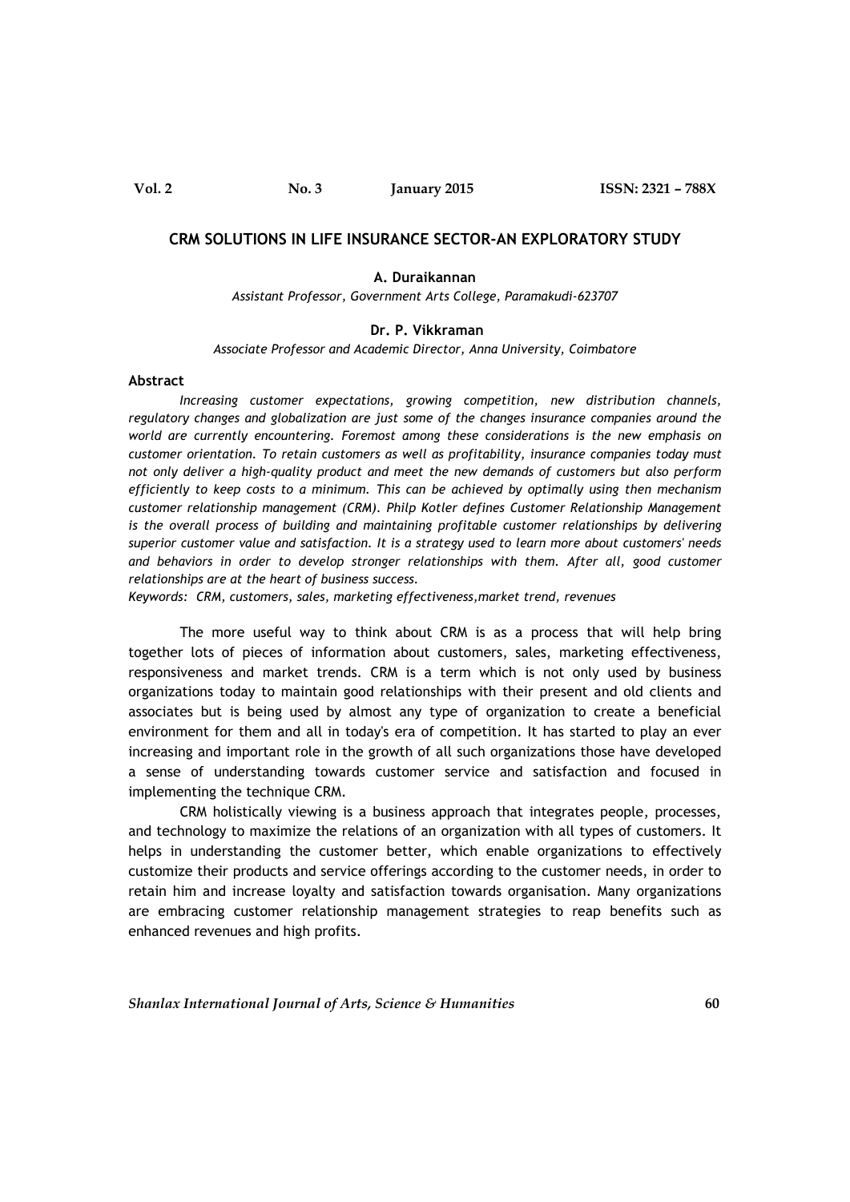# CRM SOLUTIONS IN LIFE INSURANCE SECTOR-AN EXPLORATORY STUDY

**A. Duraikannan**

*Assistant Professor, Government Arts College, Paramakudi-623707*

**Dr. P. Vikkraman**

*Associate Professor and Academic Director, Anna University, Coimbatore*

### Abstract

*Increasing customer expectations, growing competition, new distribution channels, regulatory changes and globalization are just some of the changes insurance companies around the world are currently encountering. Foremost among these considerations is the new emphasis on customer orientation. To retain customers as well as profitability, insurance companies today must not only deliver a high-quality product and meet the new demands of customers but also perform efficiently to keep costs to a minimum. This can be achieved by optimally using then mechanism customer relationship management (CRM). Philp Kotler defines Customer Relationship Management is the overall process of building and maintaining profitable customer relationships by delivering superior customer value and satisfaction. It is a strategy used to learn more about customers' needs and behaviors in order to develop stronger relationships with them. After all, good customer relationships are at the heart of business success.*

*Keywords: CRM, customers, sales, marketing effectiveness,market trend, revenues*

The more useful way to think about CRM is as a process that will help bring together lots of pieces of information about customers, sales, marketing effectiveness, responsiveness and market trends. CRM is a term which is not only used by business organizations today to maintain good relationships with their present and old clients and associates but is being used by almost any type of organization to create a beneficial environment for them and all in today's era of competition. It has started to play an ever increasing and important role in the growth of all such organizations those have developed a sense of understanding towards customer service and satisfaction and focused in implementing the technique CRM.

CRM holistically viewing is a business approach that integrates people, processes, and technology to maximize the relations of an organization with all types of customers. It helps in understanding the customer better, which enable organizations to effectively customize their products and service offerings according to the customer needs, in order to retain him and increase loyalty and satisfaction towards organisation. Many organizations are embracing customer relationship management strategies to reap benefits such as enhanced revenues and high profits.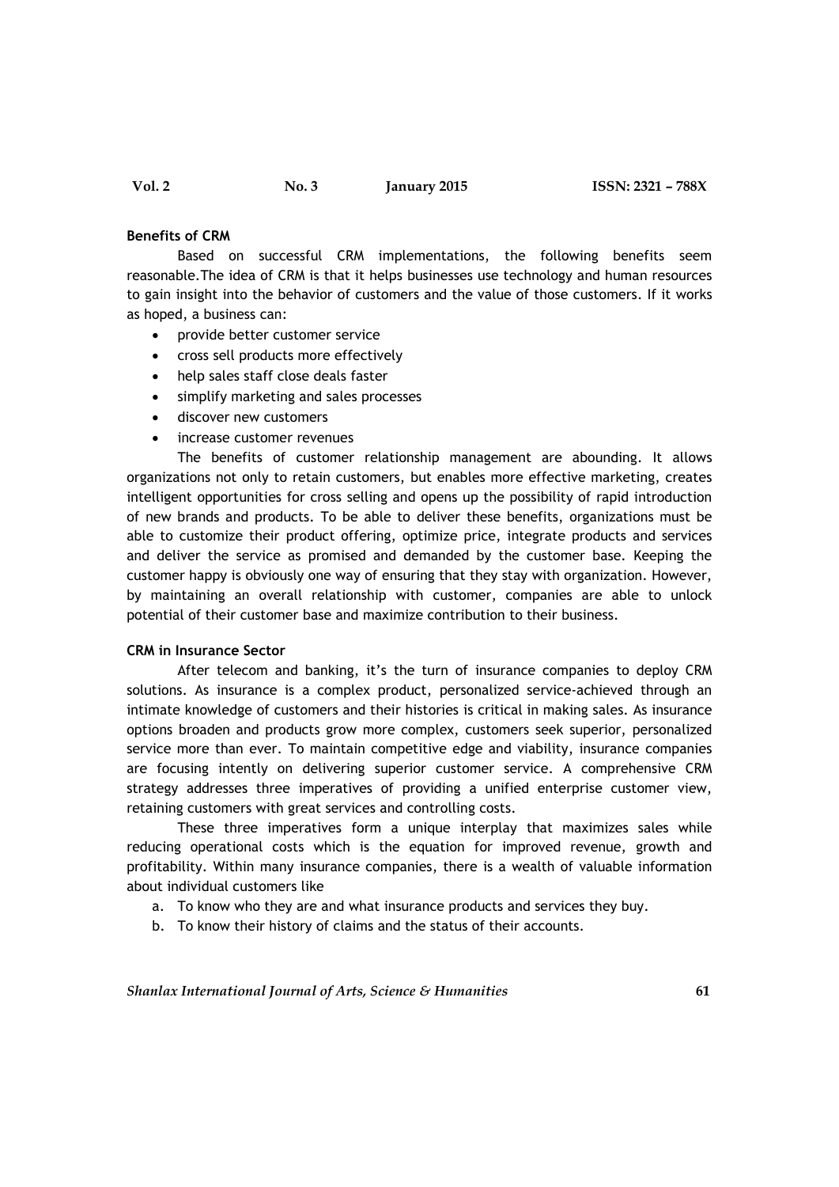## Benefits of CRM

Based on successful CRM implementations, the following benefits seem reasonable.The idea of CRM is that it helps businesses use technology and human resources to gain insight into the behavior of customers and the value of those customers. If it works as hoped, a business can:

- provide better customer service
- cross sell products more effectively
- help sales staff close deals faster
- simplify marketing and sales processes
- discover new customers
- increase customer revenues

The benefits of customer relationship management are abounding. It allows organizations not only to retain customers, but enables more effective marketing, creates intelligent opportunities for cross selling and opens up the possibility of rapid introduction of new brands and products. To be able to deliver these benefits, organizations must be able to customize their product offering, optimize price, integrate products and services and deliver the service as promised and demanded by the customer base. Keeping the customer happy is obviously one way of ensuring that they stay with organization. However, by maintaining an overall relationship with customer, companies are able to unlock potential of their customer base and maximize contribution to their business.

## CRM in Insurance Sector

After telecom and banking, it's the turn of insurance companies to deploy CRM solutions. As insurance is a complex product, personalized service-achieved through an intimate knowledge of customers and their histories is critical in making sales. As insurance options broaden and products grow more complex, customers seek superior, personalized service more than ever. To maintain competitive edge and viability, insurance companies are focusing intently on delivering superior customer service. A comprehensive CRM strategy addresses three imperatives of providing a unified enterprise customer view, retaining customers with great services and controlling costs.

These three imperatives form a unique interplay that maximizes sales while reducing operational costs which is the equation for improved revenue, growth and profitability. Within many insurance companies, there is a wealth of valuable information about individual customers like

a. To know who they are and what insurance products and services they buy.
b. To know their history of claims and the status of their accounts.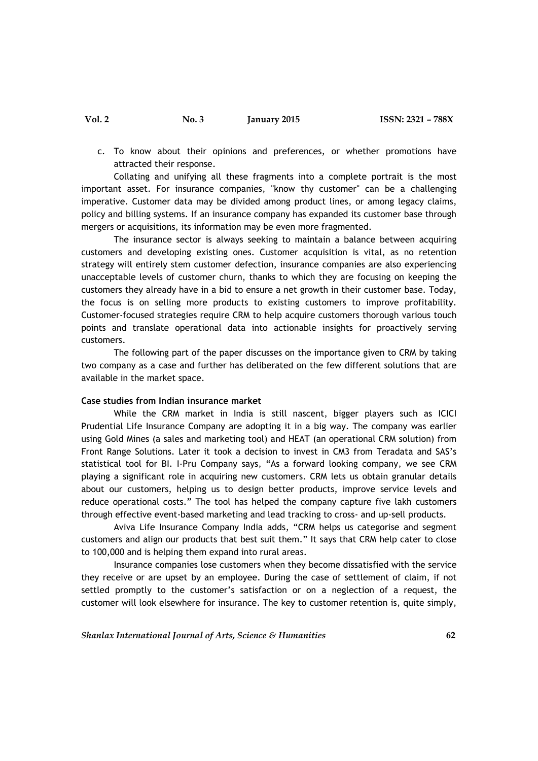c. To know about their opinions and preferences, or whether promotions have attracted their response.

Collating and unifying all these fragments into a complete portrait is the most important asset. For insurance companies, "know thy customer" can be a challenging imperative. Customer data may be divided among product lines, or among legacy claims, policy and billing systems. If an insurance company has expanded its customer base through mergers or acquisitions, its information may be even more fragmented.

The insurance sector is always seeking to maintain a balance between acquiring customers and developing existing ones. Customer acquisition is vital, as no retention strategy will entirely stem customer defection, insurance companies are also experiencing unacceptable levels of customer churn, thanks to which they are focusing on keeping the customers they already have in a bid to ensure a net growth in their customer base. Today, the focus is on selling more products to existing customers to improve profitability. Customer-focused strategies require CRM to help acquire customers thorough various touch points and translate operational data into actionable insights for proactively serving customers.

The following part of the paper discusses on the importance given to CRM by taking two company as a case and further has deliberated on the few different solutions that are available in the market space.

**Case studies from Indian insurance market**

While the CRM market in India is still nascent, bigger players such as ICICI Prudential Life Insurance Company are adopting it in a big way. The company was earlier using Gold Mines (a sales and marketing tool) and HEAT (an operational CRM solution) from Front Range Solutions. Later it took a decision to invest in CM3 from Teradata and SAS's statistical tool for BI. I-Pru Company says, "As a forward looking company, we see CRM playing a significant role in acquiring new customers. CRM lets us obtain granular details about our customers, helping us to design better products, improve service levels and reduce operational costs." The tool has helped the company capture five lakh customers through effective event-based marketing and lead tracking to cross- and up-sell products.

Aviva Life Insurance Company India adds, "CRM helps us categorise and segment customers and align our products that best suit them." It says that CRM help cater to close to 100,000 and is helping them expand into rural areas.

Insurance companies lose customers when they become dissatisfied with the service they receive or are upset by an employee. During the case of settlement of claim, if not settled promptly to the customer's satisfaction or on a neglection of a request, the customer will look elsewhere for insurance. The key to customer retention is, quite simply,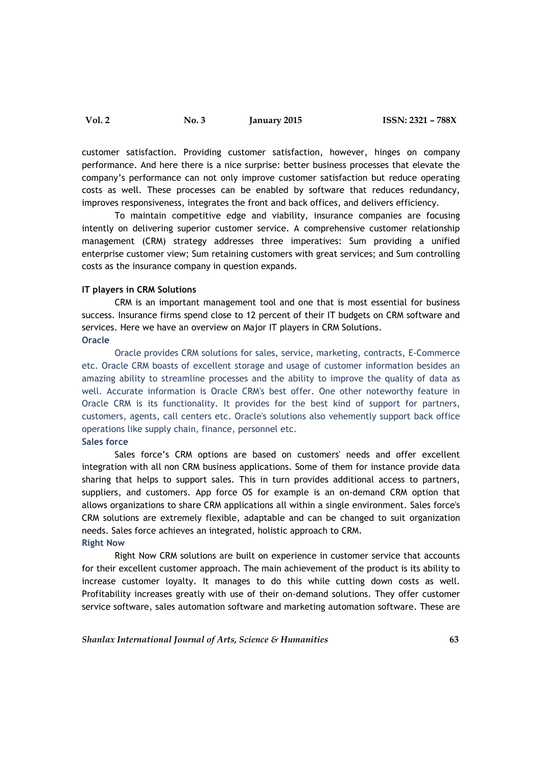customer satisfaction. Providing customer satisfaction, however, hinges on company performance. And here there is a nice surprise: better business processes that elevate the company's performance can not only improve customer satisfaction but reduce operating costs as well. These processes can be enabled by software that reduces redundancy, improves responsiveness, integrates the front and back offices, and delivers efficiency.

To maintain competitive edge and viability, insurance companies are focusing intently on delivering superior customer service. A comprehensive customer relationship management (CRM) strategy addresses three imperatives: Sum providing a unified enterprise customer view; Sum retaining customers with great services; and Sum controlling costs as the insurance company in question expands.

**IT players in CRM Solutions**

CRM is an important management tool and one that is most essential for business success. Insurance firms spend close to 12 percent of their IT budgets on CRM software and services. Here we have an overview on Major IT players in CRM Solutions.

**Oracle**

Oracle provides CRM solutions for sales, service, marketing, contracts, E-Commerce etc. Oracle CRM boasts of excellent storage and usage of customer information besides an amazing ability to streamline processes and the ability to improve the quality of data as well. Accurate information is Oracle CRM's best offer. One other noteworthy feature in Oracle CRM is its functionality. It provides for the best kind of support for partners, customers, agents, call centers etc. Oracle's solutions also vehemently support back office operations like supply chain, finance, personnel etc.

**Sales force**

Sales force's CRM options are based on customers' needs and offer excellent integration with all non CRM business applications. Some of them for instance provide data sharing that helps to support sales. This in turn provides additional access to partners, suppliers, and customers. App force OS for example is an on-demand CRM option that allows organizations to share CRM applications all within a single environment. Sales force's CRM solutions are extremely flexible, adaptable and can be changed to suit organization needs. Sales force achieves an integrated, holistic approach to CRM.

**Right Now**

Right Now CRM solutions are built on experience in customer service that accounts for their excellent customer approach. The main achievement of the product is its ability to increase customer loyalty. It manages to do this while cutting down costs as well. Profitability increases greatly with use of their on-demand solutions. They offer customer service software, sales automation software and marketing automation software. These are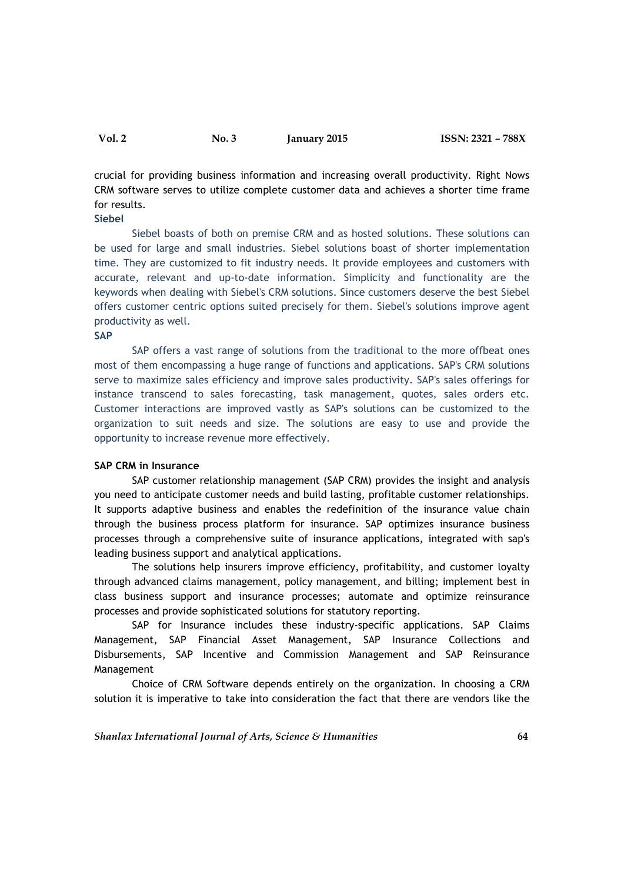crucial for providing business information and increasing overall productivity. Right Nows CRM software serves to utilize complete customer data and achieves a shorter time frame for results.

### Siebel

Siebel boasts of both on premise CRM and as hosted solutions. These solutions can be used for large and small industries. Siebel solutions boast of shorter implementation time. They are customized to fit industry needs. It provide employees and customers with accurate, relevant and up-to-date information. Simplicity and functionality are the keywords when dealing with Siebel's CRM solutions. Since customers deserve the best Siebel offers customer centric options suited precisely for them. Siebel's solutions improve agent productivity as well.

### SAP

SAP offers a vast range of solutions from the traditional to the more offbeat ones most of them encompassing a huge range of functions and applications. SAP's CRM solutions serve to maximize sales efficiency and improve sales productivity. SAP's sales offerings for instance transcend to sales forecasting, task management, quotes, sales orders etc. Customer interactions are improved vastly as SAP's solutions can be customized to the organization to suit needs and size. The solutions are easy to use and provide the opportunity to increase revenue more effectively.

## SAP CRM in Insurance

SAP customer relationship management (SAP CRM) provides the insight and analysis you need to anticipate customer needs and build lasting, profitable customer relationships. It supports adaptive business and enables the redefinition of the insurance value chain through the business process platform for insurance. SAP optimizes insurance business processes through a comprehensive suite of insurance applications, integrated with sap's leading business support and analytical applications.

The solutions help insurers improve efficiency, profitability, and customer loyalty through advanced claims management, policy management, and billing; implement best in class business support and insurance processes; automate and optimize reinsurance processes and provide sophisticated solutions for statutory reporting.

SAP for Insurance includes these industry-specific applications. SAP Claims Management, SAP Financial Asset Management, SAP Insurance Collections and Disbursements, SAP Incentive and Commission Management and SAP Reinsurance Management

Choice of CRM Software depends entirely on the organization. In choosing a CRM solution it is imperative to take into consideration the fact that there are vendors like the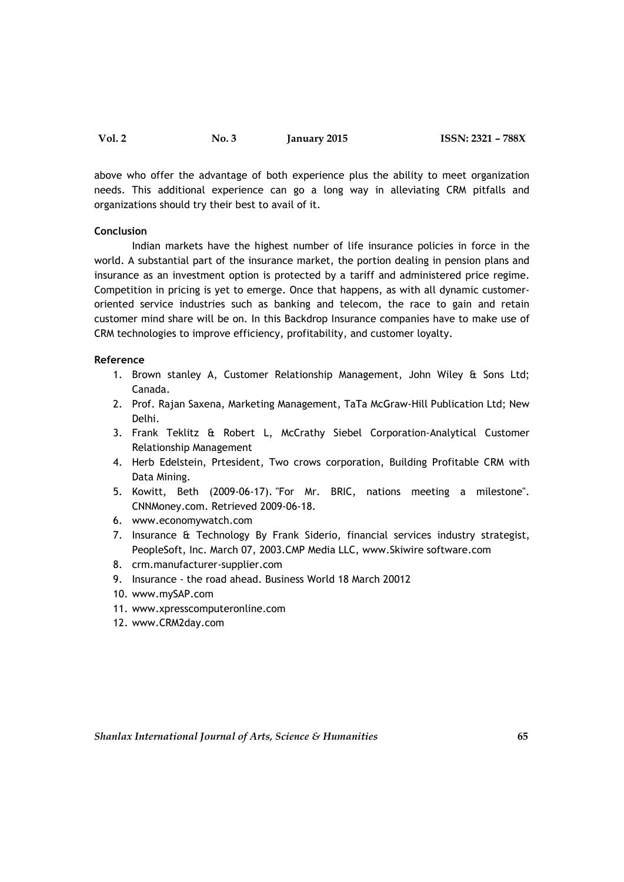above who offer the advantage of both experience plus the ability to meet organization needs. This additional experience can go a long way in alleviating CRM pitfalls and organizations should try their best to avail of it.

**Conclusion**

Indian markets have the highest number of life insurance policies in force in the world. A substantial part of the insurance market, the portion dealing in pension plans and insurance as an investment option is protected by a tariff and administered price regime. Competition in pricing is yet to emerge. Once that happens, as with all dynamic customer-oriented service industries such as banking and telecom, the race to gain and retain customer mind share will be on. In this Backdrop Insurance companies have to make use of CRM technologies to improve efficiency, profitability, and customer loyalty.

**Reference**

1. Brown stanley A, Customer Relationship Management, John Wiley & Sons Ltd; Canada.
2. Prof. Rajan Saxena, Marketing Management, TaTa McGraw-Hill Publication Ltd; New Delhi.
3. Frank Teklitz & Robert L, McCrathy Siebel Corporation-Analytical Customer Relationship Management
4. Herb Edelstein, Prtesident, Two crows corporation, Building Profitable CRM with Data Mining.
5. Kowitt, Beth (2009-06-17). "For Mr. BRIC, nations meeting a milestone". CNNMoney.com. Retrieved 2009-06-18.
6. www.economywatch.com
7. Insurance & Technology By Frank Siderio, financial services industry strategist, PeopleSoft, Inc. March 07, 2003.CMP Media LLC, www.Skiwire software.com
8. crm.manufacturer-supplier.com
9. Insurance - the road ahead. Business World 18 March 20012
10. www.mySAP.com
11. www.xpresscomputeronline.com
12. www.CRM2day.com